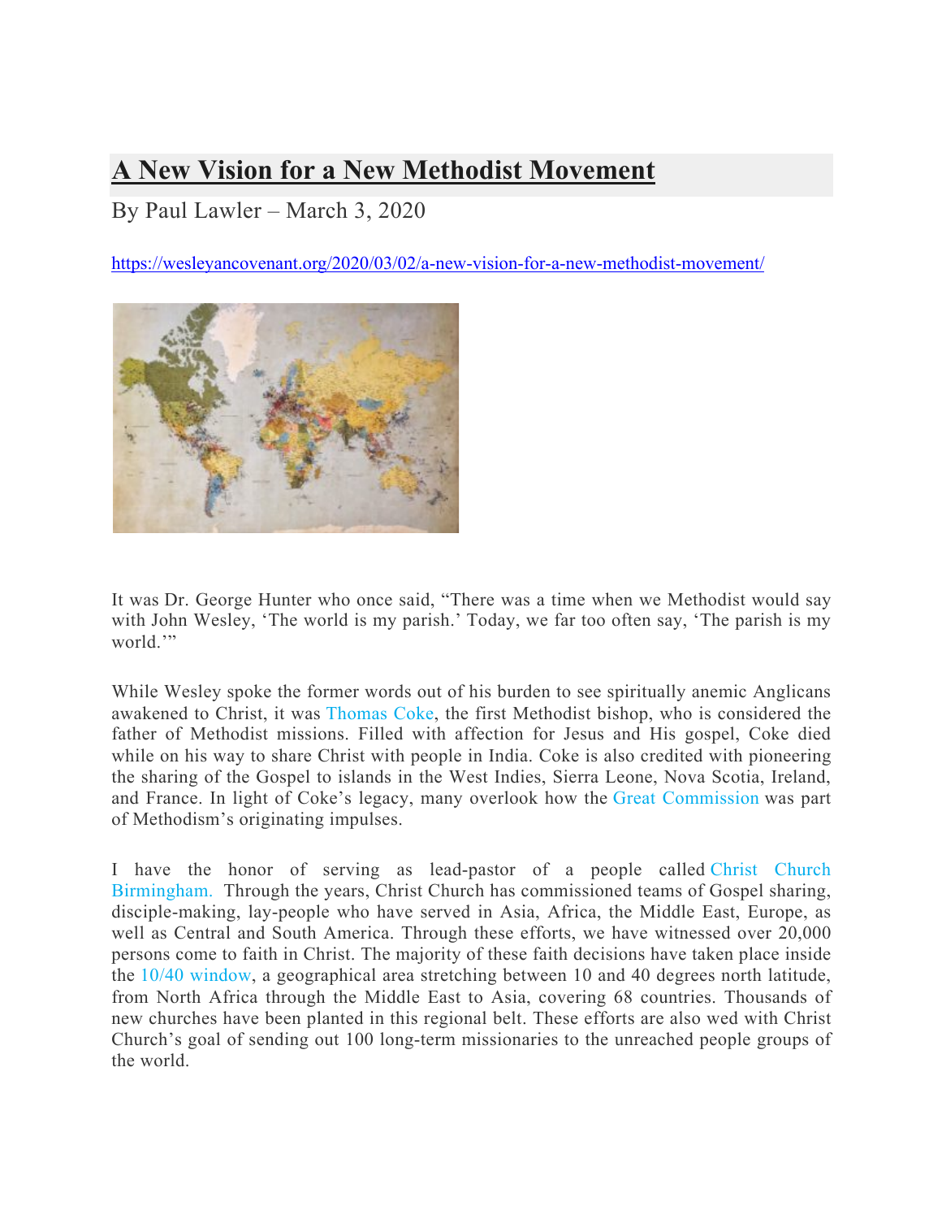# A New Vision for a New Methodist Movement

By Paul Lawler – March 3, 2020

https://wesleyancovenant.org/2020/03/02/a-new-vision-for-a-new-methodist-movement/

It was Dr. George Hunter who once said, "There was a time when we Methodist would say with John Wesley, 'The world is my parish.' Today, we far too often say, 'The parish is my world.'"

While Wesley spoke the former words out of his burden to see spiritually anemic Anglicans awakened to Christ, it was Thomas Coke, the first Methodist bishop, who is considered the father of Methodist missions. Filled with affection for Jesus and His gospel, Coke died while on his way to share Christ with people in India. Coke is also credited with pioneering the sharing of the Gospel to islands in the West Indies, Sierra Leone, Nova Scotia, Ireland, and France. In light of Coke's legacy, many overlook how the Great Commission was part of Methodism's originating impulses.

I have the honor of serving as lead-pastor of a people called Christ Church Birmingham. Through the years, Christ Church has commissioned teams of Gospel sharing, disciple-making, lay-people who have served in Asia, Africa, the Middle East, Europe, as well as Central and South America. Through these efforts, we have witnessed over 20,000 persons come to faith in Christ. The majority of these faith decisions have taken place inside the 10/40 window, a geographical area stretching between 10 and 40 degrees north latitude, from North Africa through the Middle East to Asia, covering 68 countries. Thousands of new churches have been planted in this regional belt. These efforts are also wed with Christ Church's goal of sending out 100 long-term missionaries to the unreached people groups of the world.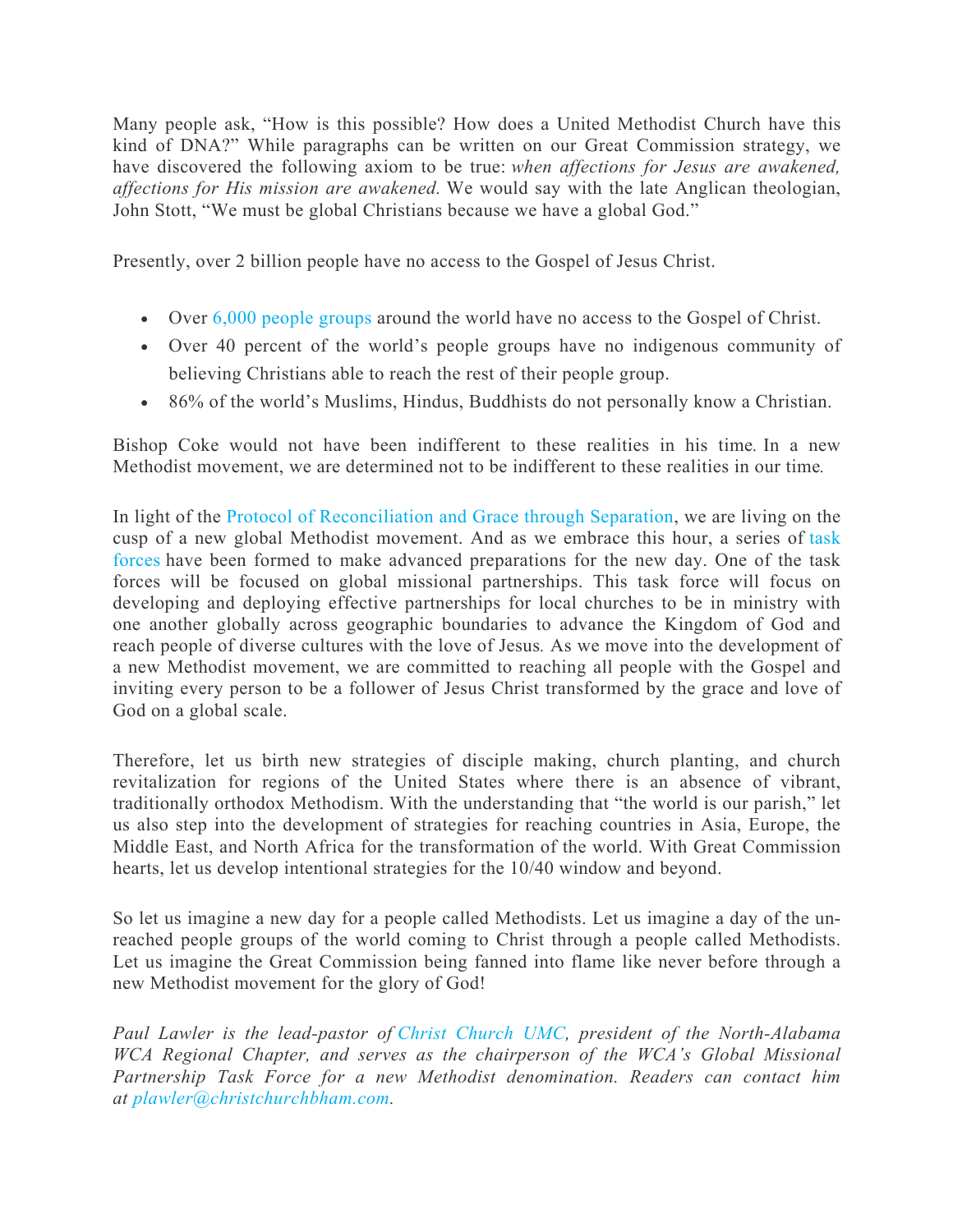Many people ask, "How is this possible? How does a United Methodist Church have this kind of DNA?" While paragraphs can be written on our Great Commission strategy, we have discovered the following axiom to be true: *when affections for Jesus are awakened, affections for His mission are awakened.* We would say with the late Anglican theologian, John Stott, "We must be global Christians because we have a global God."

Presently, over 2 billion people have no access to the Gospel of Jesus Christ.

- Over 6,000 people groups around the world have no access to the Gospel of Christ.
- Over 40 percent of the world's people groups have no indigenous community of believing Christians able to reach the rest of their people group.
- 86% of the world's Muslims, Hindus, Buddhists do not personally know a Christian.

Bishop Coke would not have been indifferent to these realities in his time. In a new Methodist movement, we are determined not to be indifferent to these realities in our time.

In light of the Protocol of Reconciliation and Grace through Separation, we are living on the cusp of a new global Methodist movement. And as we embrace this hour, a series of task forces have been formed to make advanced preparations for the new day. One of the task forces will be focused on global missional partnerships. This task force will focus on developing and deploying effective partnerships for local churches to be in ministry with one another globally across geographic boundaries to advance the Kingdom of God and reach people of diverse cultures with the love of Jesus. As we move into the development of a new Methodist movement, we are committed to reaching all people with the Gospel and inviting every person to be a follower of Jesus Christ transformed by the grace and love of God on a global scale.

Therefore, let us birth new strategies of disciple making, church planting, and church revitalization for regions of the United States where there is an absence of vibrant, traditionally orthodox Methodism. With the understanding that "the world is our parish," let us also step into the development of strategies for reaching countries in Asia, Europe, the Middle East, and North Africa for the transformation of the world. With Great Commission hearts, let us develop intentional strategies for the 10/40 window and beyond.

So let us imagine a new day for a people called Methodists. Let us imagine a day of the un-reached people groups of the world coming to Christ through a people called Methodists. Let us imagine the Great Commission being fanned into flame like never before through a new Methodist movement for the glory of God!

*Paul Lawler is the lead-pastor of Christ Church UMC, president of the North-Alabama WCA Regional Chapter, and serves as the chairperson of the WCA's Global Missional Partnership Task Force for a new Methodist denomination. Readers can contact him at plawler@christchurchbham.com.*